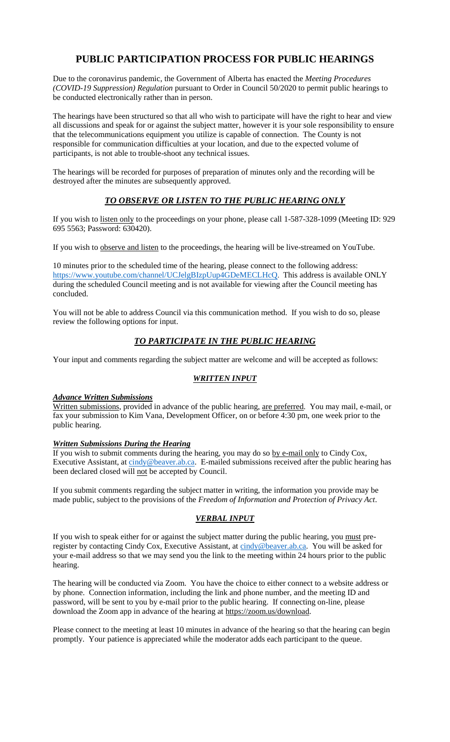# PUBLIC PARTICIPATION PROCESS FOR PUBLIC HEARINGS

Due to the coronavirus pandemic, the Government of Alberta has enacted the *Meeting Procedures (COVID-19 Suppression) Regulation* pursuant to Order in Council 50/2020 to permit public hearings to be conducted electronically rather than in person.

The hearings have been structured so that all who wish to participate will have the right to hear and view all discussions and speak for or against the subject matter, however it is your sole responsibility to ensure that the telecommunications equipment you utilize is capable of connection. The County is not responsible for communication difficulties at your location, and due to the expected volume of participants, is not able to trouble-shoot any technical issues.

The hearings will be recorded for purposes of preparation of minutes only and the recording will be destroyed after the minutes are subsequently approved.

## ***TO OBSERVE OR LISTEN TO THE PUBLIC HEARING ONLY***

If you wish to listen only to the proceedings on your phone, please call 1-587-328-1099 (Meeting ID: 929 695 5563; Password: 630420).

If you wish to observe and listen to the proceedings, the hearing will be live-streamed on YouTube.

10 minutes prior to the scheduled time of the hearing, please connect to the following address: https://www.youtube.com/channel/UCJelgBIzpUup4GDeMECLHcQ. This address is available ONLY during the scheduled Council meeting and is not available for viewing after the Council meeting has concluded.

You will not be able to address Council via this communication method. If you wish to do so, please review the following options for input.

## ***TO PARTICIPATE IN THE PUBLIC HEARING***

Your input and comments regarding the subject matter are welcome and will be accepted as follows:

### ***WRITTEN INPUT***

***Advance Written Submissions***

Written submissions, provided in advance of the public hearing, are preferred. You may mail, e-mail, or fax your submission to Kim Vana, Development Officer, on or before 4:30 pm, one week prior to the public hearing.

***Written Submissions During the Hearing***

If you wish to submit comments during the hearing, you may do so by e-mail only to Cindy Cox, Executive Assistant, at cindy@beaver.ab.ca. E-mailed submissions received after the public hearing has been declared closed will not be accepted by Council.

If you submit comments regarding the subject matter in writing, the information you provide may be made public, subject to the provisions of the *Freedom of Information and Protection of Privacy Act*.

### ***VERBAL INPUT***

If you wish to speak either for or against the subject matter during the public hearing, you must pre-register by contacting Cindy Cox, Executive Assistant, at cindy@beaver.ab.ca. You will be asked for your e-mail address so that we may send you the link to the meeting within 24 hours prior to the public hearing.

The hearing will be conducted via Zoom. You have the choice to either connect to a website address or by phone. Connection information, including the link and phone number, and the meeting ID and password, will be sent to you by e-mail prior to the public hearing. If connecting on-line, please download the Zoom app in advance of the hearing at https://zoom.us/download.

Please connect to the meeting at least 10 minutes in advance of the hearing so that the hearing can begin promptly. Your patience is appreciated while the moderator adds each participant to the queue.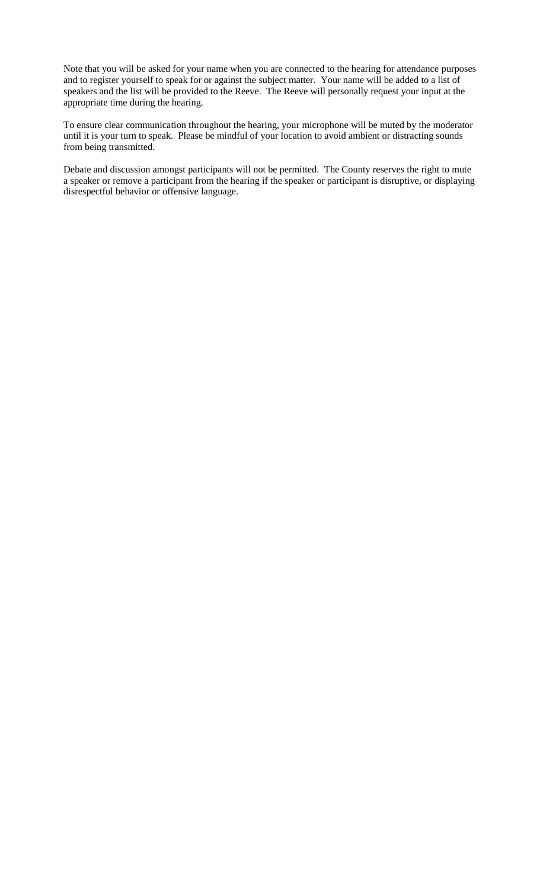Note that you will be asked for your name when you are connected to the hearing for attendance purposes and to register yourself to speak for or against the subject matter. Your name will be added to a list of speakers and the list will be provided to the Reeve. The Reeve will personally request your input at the appropriate time during the hearing.

To ensure clear communication throughout the hearing, your microphone will be muted by the moderator until it is your turn to speak. Please be mindful of your location to avoid ambient or distracting sounds from being transmitted.

Debate and discussion amongst participants will not be permitted. The County reserves the right to mute a speaker or remove a participant from the hearing if the speaker or participant is disruptive, or displaying disrespectful behavior or offensive language.